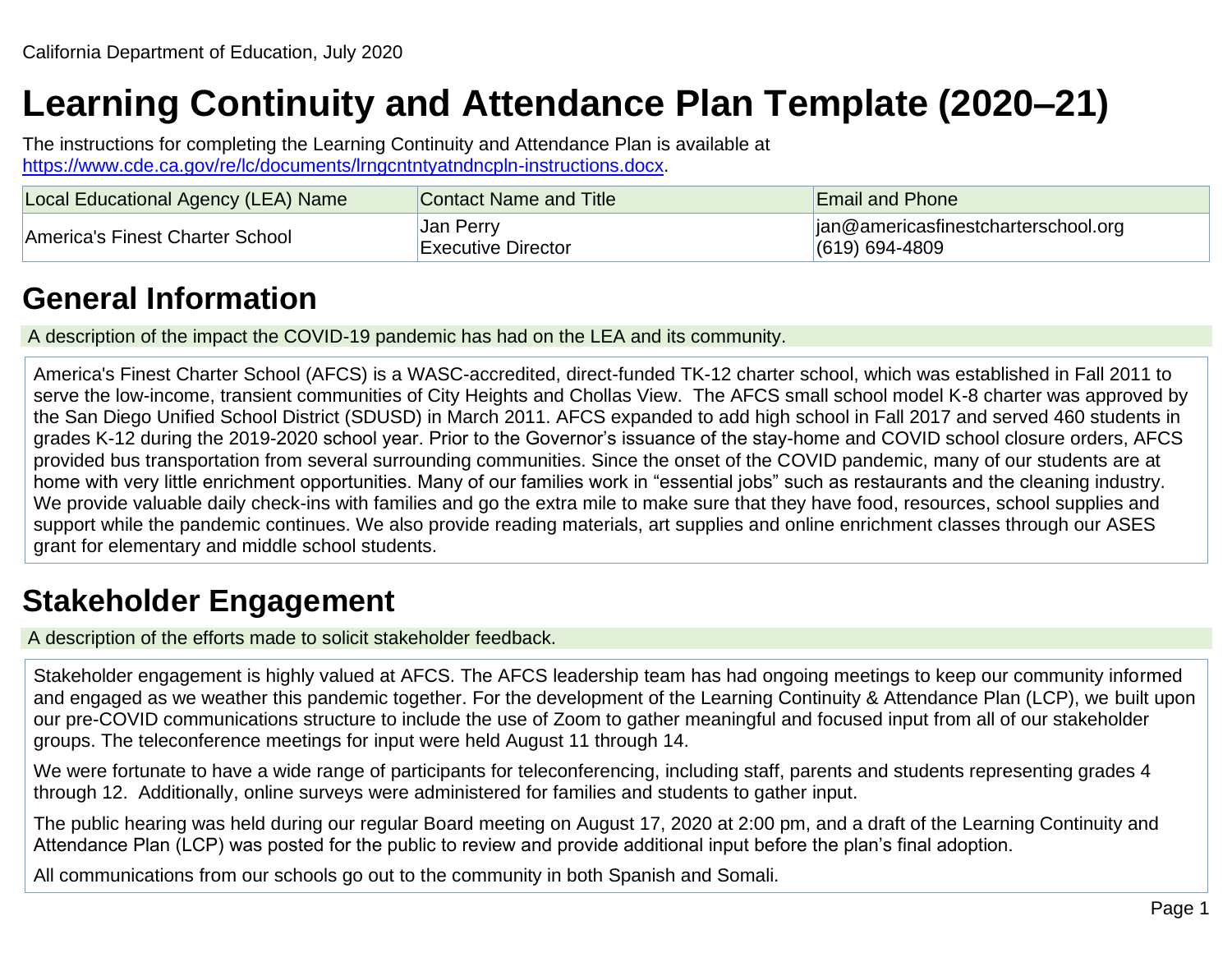California Department of Education, July 2020

# Learning Continuity and Attendance Plan Template (2020–21)

The instructions for completing the Learning Continuity and Attendance Plan is available at https://www.cde.ca.gov/re/lc/documents/lrngcntntyatndncpln-instructions.docx.

| Local Educational Agency (LEA) Name | Contact Name and Title | Email and Phone |
| --- | --- | --- |
| America's Finest Charter School | Jan Perry<br>Executive Director | jan@americasfinestcharterschool.org<br>(619) 694-4809 |

## General Information

A description of the impact the COVID-19 pandemic has had on the LEA and its community.

America's Finest Charter School (AFCS) is a WASC-accredited, direct-funded TK-12 charter school, which was established in Fall 2011 to serve the low-income, transient communities of City Heights and Chollas View. The AFCS small school model K-8 charter was approved by the San Diego Unified School District (SDUSD) in March 2011. AFCS expanded to add high school in Fall 2017 and served 460 students in grades K-12 during the 2019-2020 school year. Prior to the Governor's issuance of the stay-home and COVID school closure orders, AFCS provided bus transportation from several surrounding communities. Since the onset of the COVID pandemic, many of our students are at home with very little enrichment opportunities. Many of our families work in "essential jobs" such as restaurants and the cleaning industry. We provide valuable daily check-ins with families and go the extra mile to make sure that they have food, resources, school supplies and support while the pandemic continues. We also provide reading materials, art supplies and online enrichment classes through our ASES grant for elementary and middle school students.

## Stakeholder Engagement

A description of the efforts made to solicit stakeholder feedback.

Stakeholder engagement is highly valued at AFCS. The AFCS leadership team has had ongoing meetings to keep our community informed and engaged as we weather this pandemic together. For the development of the Learning Continuity & Attendance Plan (LCP), we built upon our pre-COVID communications structure to include the use of Zoom to gather meaningful and focused input from all of our stakeholder groups. The teleconference meetings for input were held August 11 through 14.

We were fortunate to have a wide range of participants for teleconferencing, including staff, parents and students representing grades 4 through 12. Additionally, online surveys were administered for families and students to gather input.

The public hearing was held during our regular Board meeting on August 17, 2020 at 2:00 pm, and a draft of the Learning Continuity and Attendance Plan (LCP) was posted for the public to review and provide additional input before the plan's final adoption.

All communications from our schools go out to the community in both Spanish and Somali.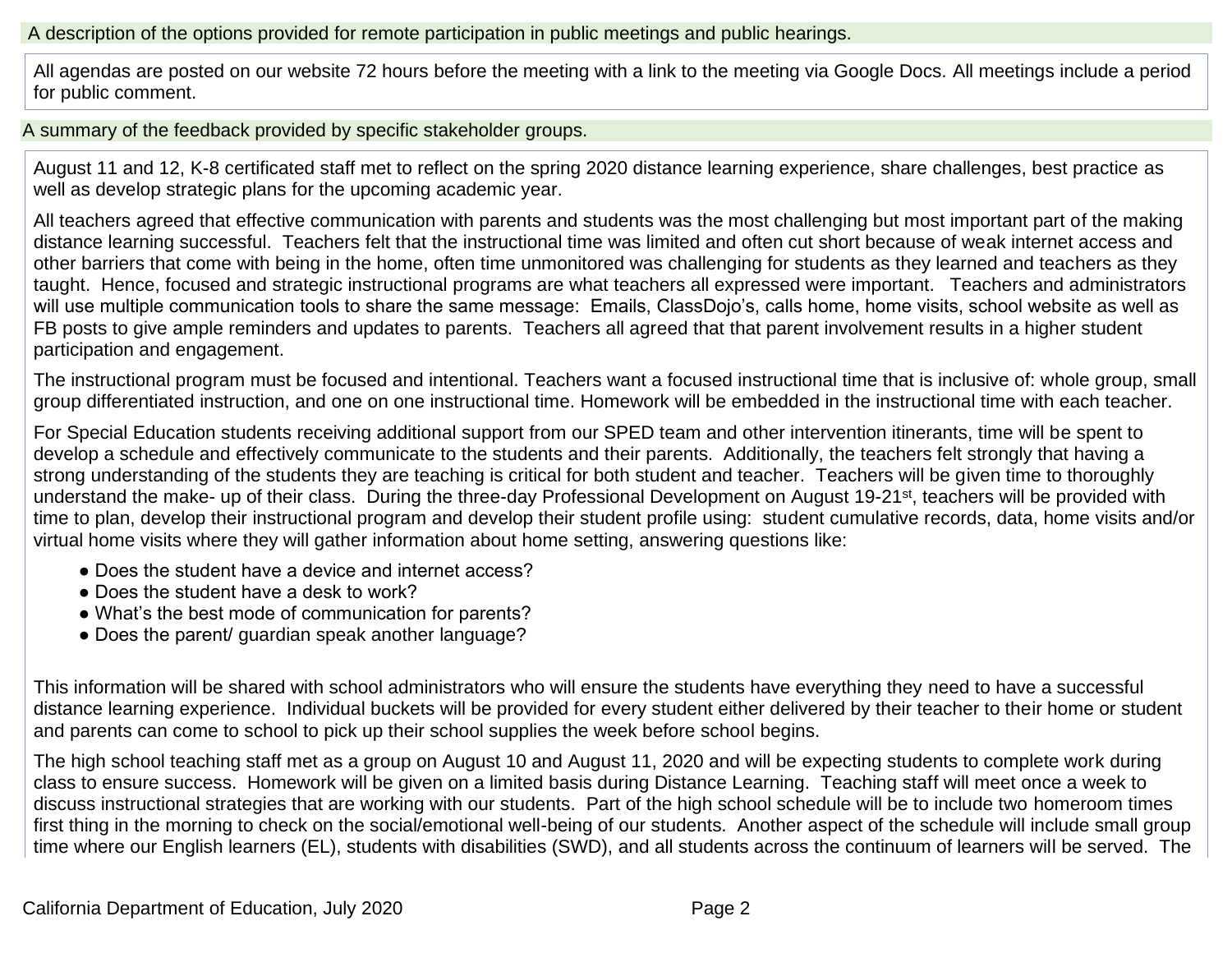A description of the options provided for remote participation in public meetings and public hearings.

All agendas are posted on our website 72 hours before the meeting with a link to the meeting via Google Docs. All meetings include a period for public comment.

A summary of the feedback provided by specific stakeholder groups.

August 11 and 12, K-8 certificated staff met to reflect on the spring 2020 distance learning experience, share challenges, best practice as well as develop strategic plans for the upcoming academic year.

All teachers agreed that effective communication with parents and students was the most challenging but most important part of the making distance learning successful. Teachers felt that the instructional time was limited and often cut short because of weak internet access and other barriers that come with being in the home, often time unmonitored was challenging for students as they learned and teachers as they taught. Hence, focused and strategic instructional programs are what teachers all expressed were important. Teachers and administrators will use multiple communication tools to share the same message: Emails, ClassDojo's, calls home, home visits, school website as well as FB posts to give ample reminders and updates to parents. Teachers all agreed that that parent involvement results in a higher student participation and engagement.

The instructional program must be focused and intentional. Teachers want a focused instructional time that is inclusive of: whole group, small group differentiated instruction, and one on one instructional time. Homework will be embedded in the instructional time with each teacher.

For Special Education students receiving additional support from our SPED team and other intervention itinerants, time will be spent to develop a schedule and effectively communicate to the students and their parents. Additionally, the teachers felt strongly that having a strong understanding of the students they are teaching is critical for both student and teacher. Teachers will be given time to thoroughly understand the make- up of their class. During the three-day Professional Development on August 19-21st, teachers will be provided with time to plan, develop their instructional program and develop their student profile using: student cumulative records, data, home visits and/or virtual home visits where they will gather information about home setting, answering questions like:

- Does the student have a device and internet access?
- Does the student have a desk to work?
- What's the best mode of communication for parents?
- Does the parent/ guardian speak another language?

This information will be shared with school administrators who will ensure the students have everything they need to have a successful distance learning experience. Individual buckets will be provided for every student either delivered by their teacher to their home or student and parents can come to school to pick up their school supplies the week before school begins.

The high school teaching staff met as a group on August 10 and August 11, 2020 and will be expecting students to complete work during class to ensure success. Homework will be given on a limited basis during Distance Learning. Teaching staff will meet once a week to discuss instructional strategies that are working with our students. Part of the high school schedule will be to include two homeroom times first thing in the morning to check on the social/emotional well-being of our students. Another aspect of the schedule will include small group time where our English learners (EL), students with disabilities (SWD), and all students across the continuum of learners will be served. The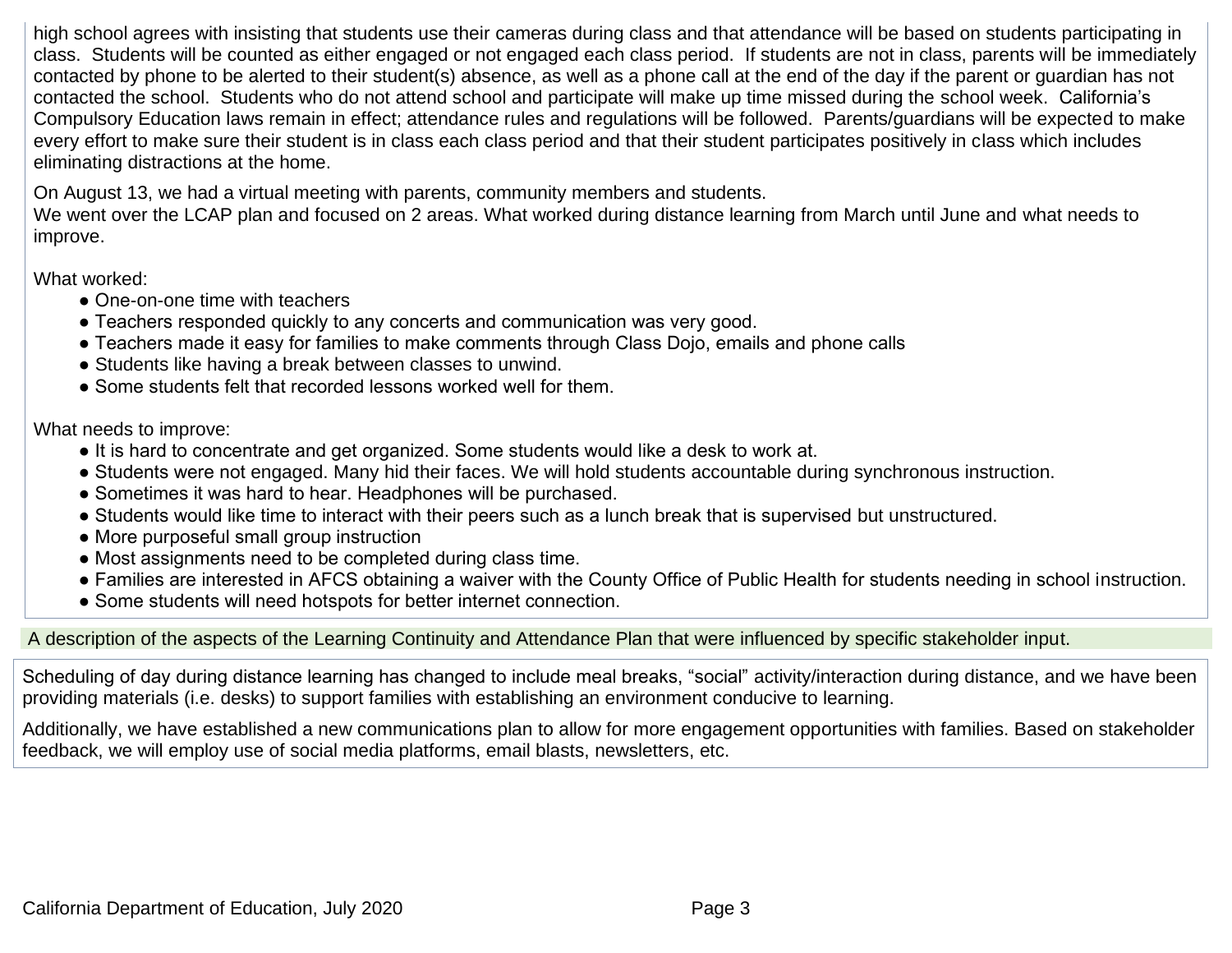high school agrees with insisting that students use their cameras during class and that attendance will be based on students participating in class. Students will be counted as either engaged or not engaged each class period. If students are not in class, parents will be immediately contacted by phone to be alerted to their student(s) absence, as well as a phone call at the end of the day if the parent or guardian has not contacted the school. Students who do not attend school and participate will make up time missed during the school week. California's Compulsory Education laws remain in effect; attendance rules and regulations will be followed. Parents/guardians will be expected to make every effort to make sure their student is in class each class period and that their student participates positively in class which includes eliminating distractions at the home.

On August 13, we had a virtual meeting with parents, community members and students.
We went over the LCAP plan and focused on 2 areas. What worked during distance learning from March until June and what needs to improve.

What worked:

- One-on-one time with teachers
- Teachers responded quickly to any concerts and communication was very good.
- Teachers made it easy for families to make comments through Class Dojo, emails and phone calls
- Students like having a break between classes to unwind.
- Some students felt that recorded lessons worked well for them.

What needs to improve:

- It is hard to concentrate and get organized. Some students would like a desk to work at.
- Students were not engaged. Many hid their faces. We will hold students accountable during synchronous instruction.
- Sometimes it was hard to hear. Headphones will be purchased.
- Students would like time to interact with their peers such as a lunch break that is supervised but unstructured.
- More purposeful small group instruction
- Most assignments need to be completed during class time.
- Families are interested in AFCS obtaining a waiver with the County Office of Public Health for students needing in school instruction.
- Some students will need hotspots for better internet connection.

A description of the aspects of the Learning Continuity and Attendance Plan that were influenced by specific stakeholder input.

Scheduling of day during distance learning has changed to include meal breaks, "social" activity/interaction during distance, and we have been providing materials (i.e. desks) to support families with establishing an environment conducive to learning.

Additionally, we have established a new communications plan to allow for more engagement opportunities with families. Based on stakeholder feedback, we will employ use of social media platforms, email blasts, newsletters, etc.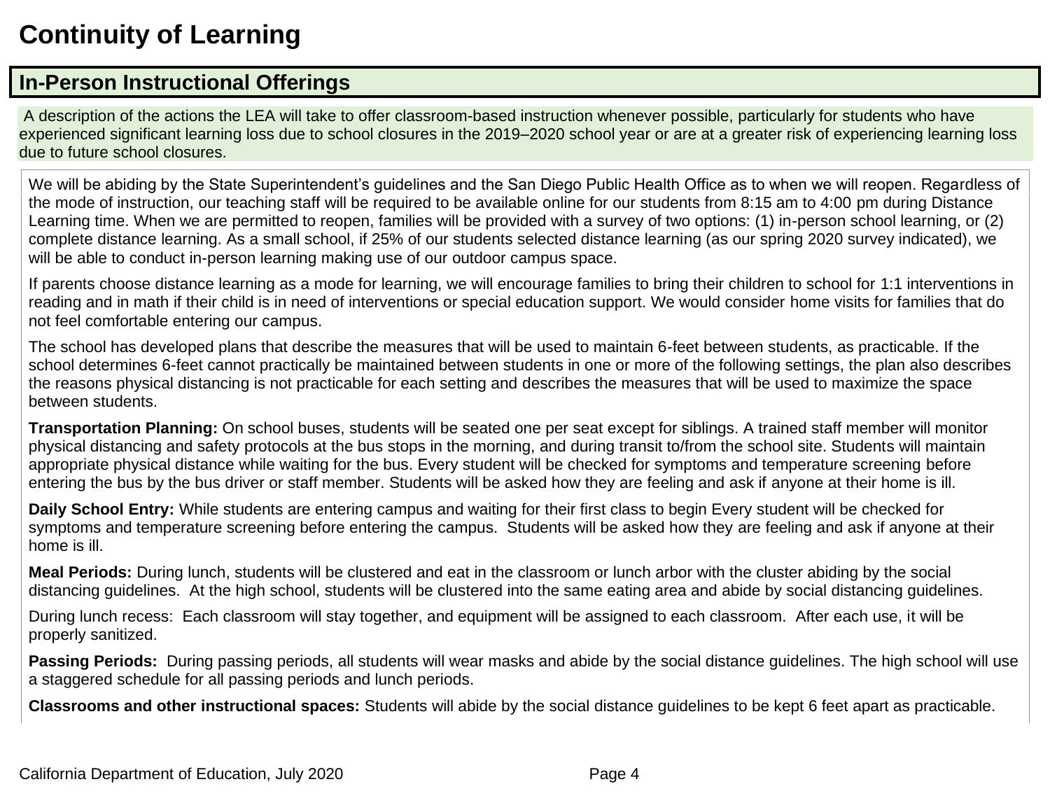# Continuity of Learning

## In-Person Instructional Offerings

A description of the actions the LEA will take to offer classroom-based instruction whenever possible, particularly for students who have experienced significant learning loss due to school closures in the 2019–2020 school year or are at a greater risk of experiencing learning loss due to future school closures.

We will be abiding by the State Superintendent's guidelines and the San Diego Public Health Office as to when we will reopen. Regardless of the mode of instruction, our teaching staff will be required to be available online for our students from 8:15 am to 4:00 pm during Distance Learning time. When we are permitted to reopen, families will be provided with a survey of two options: (1) in-person school learning, or (2) complete distance learning. As a small school, if 25% of our students selected distance learning (as our spring 2020 survey indicated), we will be able to conduct in-person learning making use of our outdoor campus space.

If parents choose distance learning as a mode for learning, we will encourage families to bring their children to school for 1:1 interventions in reading and in math if their child is in need of interventions or special education support. We would consider home visits for families that do not feel comfortable entering our campus.

The school has developed plans that describe the measures that will be used to maintain 6-feet between students, as practicable. If the school determines 6-feet cannot practically be maintained between students in one or more of the following settings, the plan also describes the reasons physical distancing is not practicable for each setting and describes the measures that will be used to maximize the space between students.

**Transportation Planning:** On school buses, students will be seated one per seat except for siblings. A trained staff member will monitor physical distancing and safety protocols at the bus stops in the morning, and during transit to/from the school site. Students will maintain appropriate physical distance while waiting for the bus. Every student will be checked for symptoms and temperature screening before entering the bus by the bus driver or staff member. Students will be asked how they are feeling and ask if anyone at their home is ill.

**Daily School Entry:** While students are entering campus and waiting for their first class to begin Every student will be checked for symptoms and temperature screening before entering the campus. Students will be asked how they are feeling and ask if anyone at their home is ill.

**Meal Periods:** During lunch, students will be clustered and eat in the classroom or lunch arbor with the cluster abiding by the social distancing guidelines. At the high school, students will be clustered into the same eating area and abide by social distancing guidelines.

During lunch recess: Each classroom will stay together, and equipment will be assigned to each classroom. After each use, it will be properly sanitized.

**Passing Periods:** During passing periods, all students will wear masks and abide by the social distance guidelines. The high school will use a staggered schedule for all passing periods and lunch periods.

**Classrooms and other instructional spaces:** Students will abide by the social distance guidelines to be kept 6 feet apart as practicable.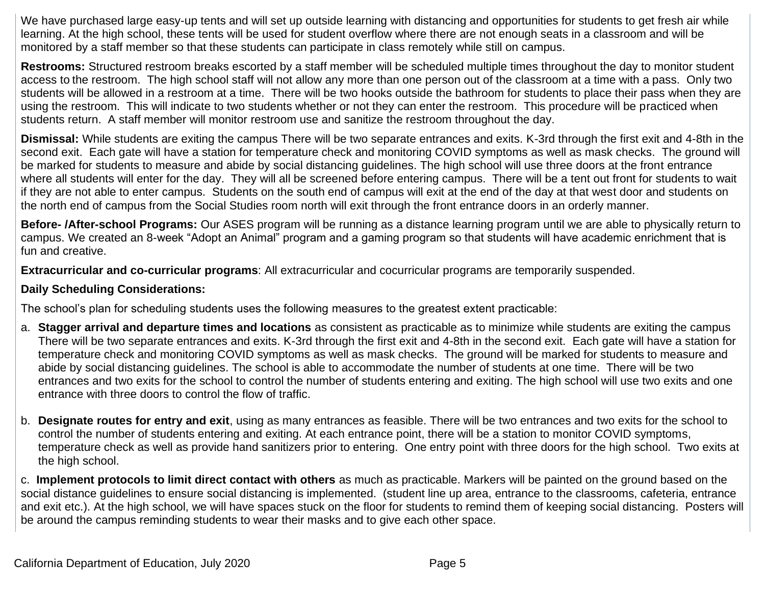We have purchased large easy-up tents and will set up outside learning with distancing and opportunities for students to get fresh air while learning. At the high school, these tents will be used for student overflow where there are not enough seats in a classroom and will be monitored by a staff member so that these students can participate in class remotely while still on campus.

**Restrooms:** Structured restroom breaks escorted by a staff member will be scheduled multiple times throughout the day to monitor student access to the restroom. The high school staff will not allow any more than one person out of the classroom at a time with a pass. Only two students will be allowed in a restroom at a time. There will be two hooks outside the bathroom for students to place their pass when they are using the restroom. This will indicate to two students whether or not they can enter the restroom. This procedure will be practiced when students return. A staff member will monitor restroom use and sanitize the restroom throughout the day.

**Dismissal:** While students are exiting the campus There will be two separate entrances and exits. K-3rd through the first exit and 4-8th in the second exit. Each gate will have a station for temperature check and monitoring COVID symptoms as well as mask checks. The ground will be marked for students to measure and abide by social distancing guidelines. The high school will use three doors at the front entrance where all students will enter for the day. They will all be screened before entering campus. There will be a tent out front for students to wait if they are not able to enter campus. Students on the south end of campus will exit at the end of the day at that west door and students on the north end of campus from the Social Studies room north will exit through the front entrance doors in an orderly manner.

**Before- /After-school Programs:** Our ASES program will be running as a distance learning program until we are able to physically return to campus. We created an 8-week "Adopt an Animal" program and a gaming program so that students will have academic enrichment that is fun and creative.

**Extracurricular and co-curricular programs**: All extracurricular and cocurricular programs are temporarily suspended.

**Daily Scheduling Considerations:**

The school's plan for scheduling students uses the following measures to the greatest extent practicable:

a. **Stagger arrival and departure times and locations** as consistent as practicable as to minimize while students are exiting the campus There will be two separate entrances and exits. K-3rd through the first exit and 4-8th in the second exit. Each gate will have a station for temperature check and monitoring COVID symptoms as well as mask checks. The ground will be marked for students to measure and abide by social distancing guidelines. The school is able to accommodate the number of students at one time. There will be two entrances and two exits for the school to control the number of students entering and exiting. The high school will use two exits and one entrance with three doors to control the flow of traffic.

b. **Designate routes for entry and exit**, using as many entrances as feasible. There will be two entrances and two exits for the school to control the number of students entering and exiting. At each entrance point, there will be a station to monitor COVID symptoms, temperature check as well as provide hand sanitizers prior to entering. One entry point with three doors for the high school. Two exits at the high school.

c. **Implement protocols to limit direct contact with others** as much as practicable. Markers will be painted on the ground based on the social distance guidelines to ensure social distancing is implemented. (student line up area, entrance to the classrooms, cafeteria, entrance and exit etc.). At the high school, we will have spaces stuck on the floor for students to remind them of keeping social distancing. Posters will be around the campus reminding students to wear their masks and to give each other space.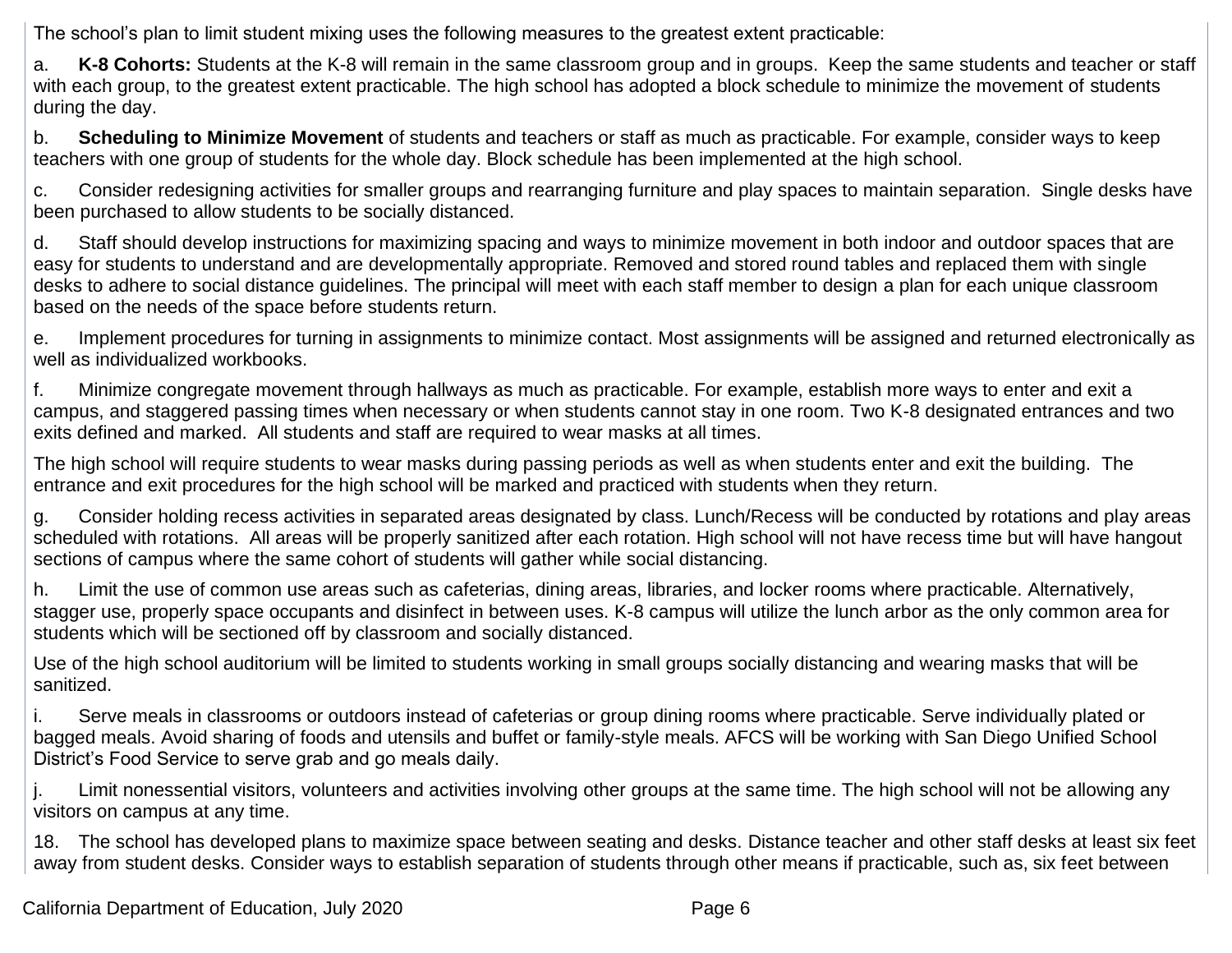The school's plan to limit student mixing uses the following measures to the greatest extent practicable:

a. **K-8 Cohorts:** Students at the K-8 will remain in the same classroom group and in groups. Keep the same students and teacher or staff with each group, to the greatest extent practicable. The high school has adopted a block schedule to minimize the movement of students during the day.

b. **Scheduling to Minimize Movement** of students and teachers or staff as much as practicable. For example, consider ways to keep teachers with one group of students for the whole day. Block schedule has been implemented at the high school.

c. Consider redesigning activities for smaller groups and rearranging furniture and play spaces to maintain separation. Single desks have been purchased to allow students to be socially distanced.

d. Staff should develop instructions for maximizing spacing and ways to minimize movement in both indoor and outdoor spaces that are easy for students to understand and are developmentally appropriate. Removed and stored round tables and replaced them with single desks to adhere to social distance guidelines. The principal will meet with each staff member to design a plan for each unique classroom based on the needs of the space before students return.

e. Implement procedures for turning in assignments to minimize contact. Most assignments will be assigned and returned electronically as well as individualized workbooks.

f. Minimize congregate movement through hallways as much as practicable. For example, establish more ways to enter and exit a campus, and staggered passing times when necessary or when students cannot stay in one room. Two K-8 designated entrances and two exits defined and marked. All students and staff are required to wear masks at all times.

The high school will require students to wear masks during passing periods as well as when students enter and exit the building. The entrance and exit procedures for the high school will be marked and practiced with students when they return.

g. Consider holding recess activities in separated areas designated by class. Lunch/Recess will be conducted by rotations and play areas scheduled with rotations. All areas will be properly sanitized after each rotation. High school will not have recess time but will have hangout sections of campus where the same cohort of students will gather while social distancing.

h. Limit the use of common use areas such as cafeterias, dining areas, libraries, and locker rooms where practicable. Alternatively, stagger use, properly space occupants and disinfect in between uses. K-8 campus will utilize the lunch arbor as the only common area for students which will be sectioned off by classroom and socially distanced.

Use of the high school auditorium will be limited to students working in small groups socially distancing and wearing masks that will be sanitized.

i. Serve meals in classrooms or outdoors instead of cafeterias or group dining rooms where practicable. Serve individually plated or bagged meals. Avoid sharing of foods and utensils and buffet or family-style meals. AFCS will be working with San Diego Unified School District's Food Service to serve grab and go meals daily.

j. Limit nonessential visitors, volunteers and activities involving other groups at the same time. The high school will not be allowing any visitors on campus at any time.

18. The school has developed plans to maximize space between seating and desks. Distance teacher and other staff desks at least six feet away from student desks. Consider ways to establish separation of students through other means if practicable, such as, six feet between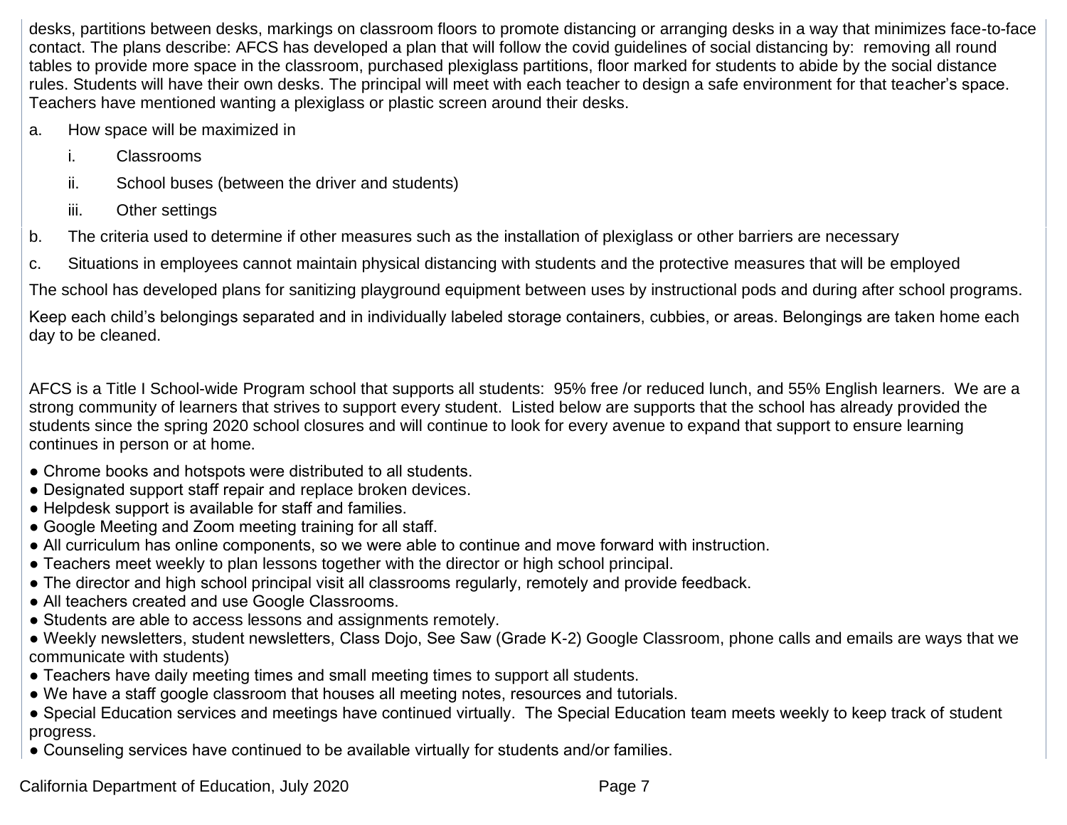desks, partitions between desks, markings on classroom floors to promote distancing or arranging desks in a way that minimizes face-to-face contact. The plans describe: AFCS has developed a plan that will follow the covid guidelines of social distancing by: removing all round tables to provide more space in the classroom, purchased plexiglass partitions, floor marked for students to abide by the social distance rules. Students will have their own desks. The principal will meet with each teacher to design a safe environment for that teacher's space. Teachers have mentioned wanting a plexiglass or plastic screen around their desks.

a. How space will be maximized in
    i. Classrooms
    ii. School buses (between the driver and students)
    iii. Other settings
b. The criteria used to determine if other measures such as the installation of plexiglass or other barriers are necessary
c. Situations in employees cannot maintain physical distancing with students and the protective measures that will be employed

The school has developed plans for sanitizing playground equipment between uses by instructional pods and during after school programs.

Keep each child's belongings separated and in individually labeled storage containers, cubbies, or areas. Belongings are taken home each day to be cleaned.

AFCS is a Title I School-wide Program school that supports all students: 95% free /or reduced lunch, and 55% English learners. We are a strong community of learners that strives to support every student. Listed below are supports that the school has already provided the students since the spring 2020 school closures and will continue to look for every avenue to expand that support to ensure learning continues in person or at home.

- Chrome books and hotspots were distributed to all students.
- Designated support staff repair and replace broken devices.
- Helpdesk support is available for staff and families.
- Google Meeting and Zoom meeting training for all staff.
- All curriculum has online components, so we were able to continue and move forward with instruction.
- Teachers meet weekly to plan lessons together with the director or high school principal.
- The director and high school principal visit all classrooms regularly, remotely and provide feedback.
- All teachers created and use Google Classrooms.
- Students are able to access lessons and assignments remotely.
- Weekly newsletters, student newsletters, Class Dojo, See Saw (Grade K-2) Google Classroom, phone calls and emails are ways that we communicate with students)
- Teachers have daily meeting times and small meeting times to support all students.
- We have a staff google classroom that houses all meeting notes, resources and tutorials.
- Special Education services and meetings have continued virtually. The Special Education team meets weekly to keep track of student progress.
- Counseling services have continued to be available virtually for students and/or families.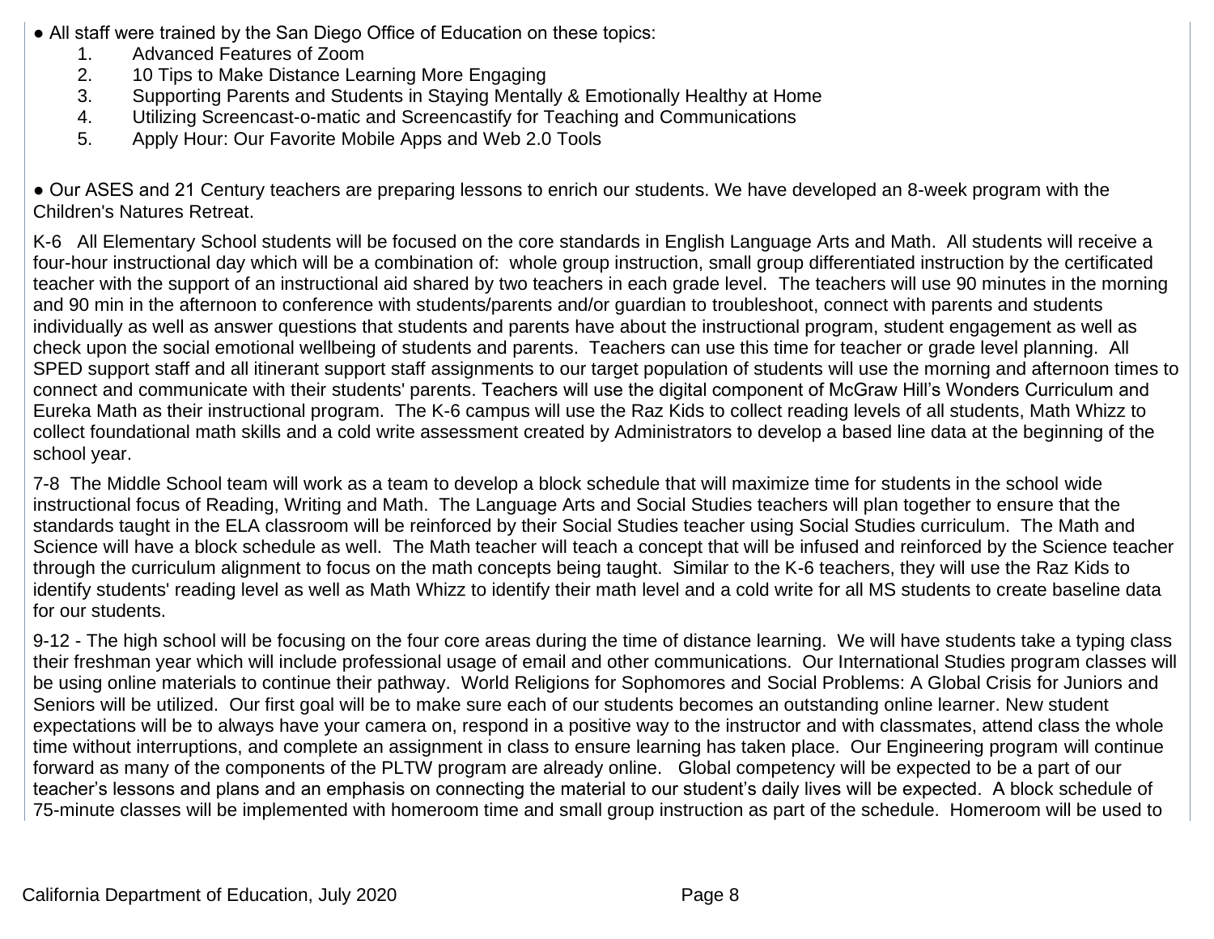- All staff were trained by the San Diego Office of Education on these topics:
    1. Advanced Features of Zoom
    2. 10 Tips to Make Distance Learning More Engaging
    3. Supporting Parents and Students in Staying Mentally & Emotionally Healthy at Home
    4. Utilizing Screencast-o-matic and Screencastify for Teaching and Communications
    5. Apply Hour: Our Favorite Mobile Apps and Web 2.0 Tools

- Our ASES and 21 Century teachers are preparing lessons to enrich our students. We have developed an 8-week program with the Children's Natures Retreat.

K-6 All Elementary School students will be focused on the core standards in English Language Arts and Math. All students will receive a four-hour instructional day which will be a combination of: whole group instruction, small group differentiated instruction by the certificated teacher with the support of an instructional aid shared by two teachers in each grade level. The teachers will use 90 minutes in the morning and 90 min in the afternoon to conference with students/parents and/or guardian to troubleshoot, connect with parents and students individually as well as answer questions that students and parents have about the instructional program, student engagement as well as check upon the social emotional wellbeing of students and parents. Teachers can use this time for teacher or grade level planning. All SPED support staff and all itinerant support staff assignments to our target population of students will use the morning and afternoon times to connect and communicate with their students' parents. Teachers will use the digital component of McGraw Hill's Wonders Curriculum and Eureka Math as their instructional program. The K-6 campus will use the Raz Kids to collect reading levels of all students, Math Whizz to collect foundational math skills and a cold write assessment created by Administrators to develop a based line data at the beginning of the school year.

7-8 The Middle School team will work as a team to develop a block schedule that will maximize time for students in the school wide instructional focus of Reading, Writing and Math. The Language Arts and Social Studies teachers will plan together to ensure that the standards taught in the ELA classroom will be reinforced by their Social Studies teacher using Social Studies curriculum. The Math and Science will have a block schedule as well. The Math teacher will teach a concept that will be infused and reinforced by the Science teacher through the curriculum alignment to focus on the math concepts being taught. Similar to the K-6 teachers, they will use the Raz Kids to identify students' reading level as well as Math Whizz to identify their math level and a cold write for all MS students to create baseline data for our students.

9-12 - The high school will be focusing on the four core areas during the time of distance learning. We will have students take a typing class their freshman year which will include professional usage of email and other communications. Our International Studies program classes will be using online materials to continue their pathway. World Religions for Sophomores and Social Problems: A Global Crisis for Juniors and Seniors will be utilized. Our first goal will be to make sure each of our students becomes an outstanding online learner. New student expectations will be to always have your camera on, respond in a positive way to the instructor and with classmates, attend class the whole time without interruptions, and complete an assignment in class to ensure learning has taken place. Our Engineering program will continue forward as many of the components of the PLTW program are already online. Global competency will be expected to be a part of our teacher's lessons and plans and an emphasis on connecting the material to our student's daily lives will be expected. A block schedule of 75-minute classes will be implemented with homeroom time and small group instruction as part of the schedule. Homeroom will be used to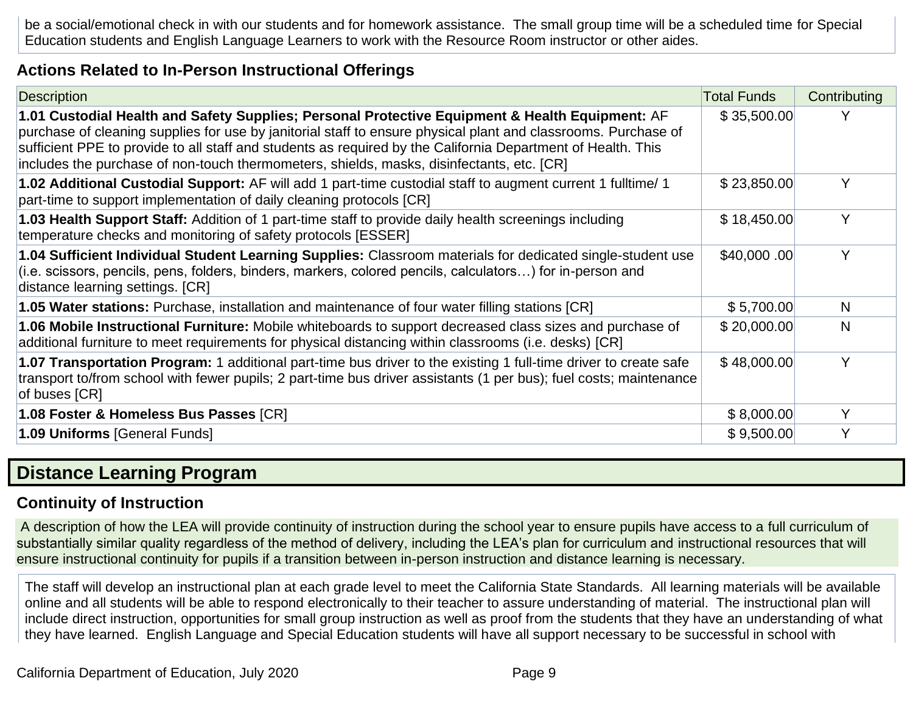be a social/emotional check in with our students and for homework assistance. The small group time will be a scheduled time for Special Education students and English Language Learners to work with the Resource Room instructor or other aides.

### Actions Related to In-Person Instructional Offerings

| Description | Total Funds | Contributing |
|---|---|---|
| **1.01 Custodial Health and Safety Supplies; Personal Protective Equipment & Health Equipment:** AF purchase of cleaning supplies for use by janitorial staff to ensure physical plant and classrooms. Purchase of sufficient PPE to provide to all staff and students as required by the California Department of Health. This includes the purchase of non-touch thermometers, shields, masks, disinfectants, etc. [CR] | $ 35,500.00 | Y |
| **1.02 Additional Custodial Support:** AF will add 1 part-time custodial staff to augment current 1 fulltime/ 1 part-time to support implementation of daily cleaning protocols [CR] | $ 23,850.00 | Y |
| **1.03 Health Support Staff:** Addition of 1 part-time staff to provide daily health screenings including temperature checks and monitoring of safety protocols [ESSER] | $ 18,450.00 | Y |
| **1.04 Sufficient Individual Student Learning Supplies:** Classroom materials for dedicated single-student use (i.e. scissors, pencils, pens, folders, binders, markers, colored pencils, calculators…) for in-person and distance learning settings. [CR] | $40,000 .00 | Y |
| **1.05 Water stations:** Purchase, installation and maintenance of four water filling stations [CR] | $ 5,700.00 | N |
| **1.06 Mobile Instructional Furniture:** Mobile whiteboards to support decreased class sizes and purchase of additional furniture to meet requirements for physical distancing within classrooms (i.e. desks) [CR] | $ 20,000.00 | N |
| **1.07 Transportation Program:** 1 additional part-time bus driver to the existing 1 full-time driver to create safe transport to/from school with fewer pupils; 2 part-time bus driver assistants (1 per bus); fuel costs; maintenance of buses [CR] | $ 48,000.00 | Y |
| **1.08 Foster & Homeless Bus Passes** [CR] | $ 8,000.00 | Y |
| **1.09 Uniforms** [General Funds] | $ 9,500.00 | Y |

## Distance Learning Program

### Continuity of Instruction

A description of how the LEA will provide continuity of instruction during the school year to ensure pupils have access to a full curriculum of substantially similar quality regardless of the method of delivery, including the LEA's plan for curriculum and instructional resources that will ensure instructional continuity for pupils if a transition between in-person instruction and distance learning is necessary.

The staff will develop an instructional plan at each grade level to meet the California State Standards. All learning materials will be available online and all students will be able to respond electronically to their teacher to assure understanding of material. The instructional plan will include direct instruction, opportunities for small group instruction as well as proof from the students that they have an understanding of what they have learned. English Language and Special Education students will have all support necessary to be successful in school with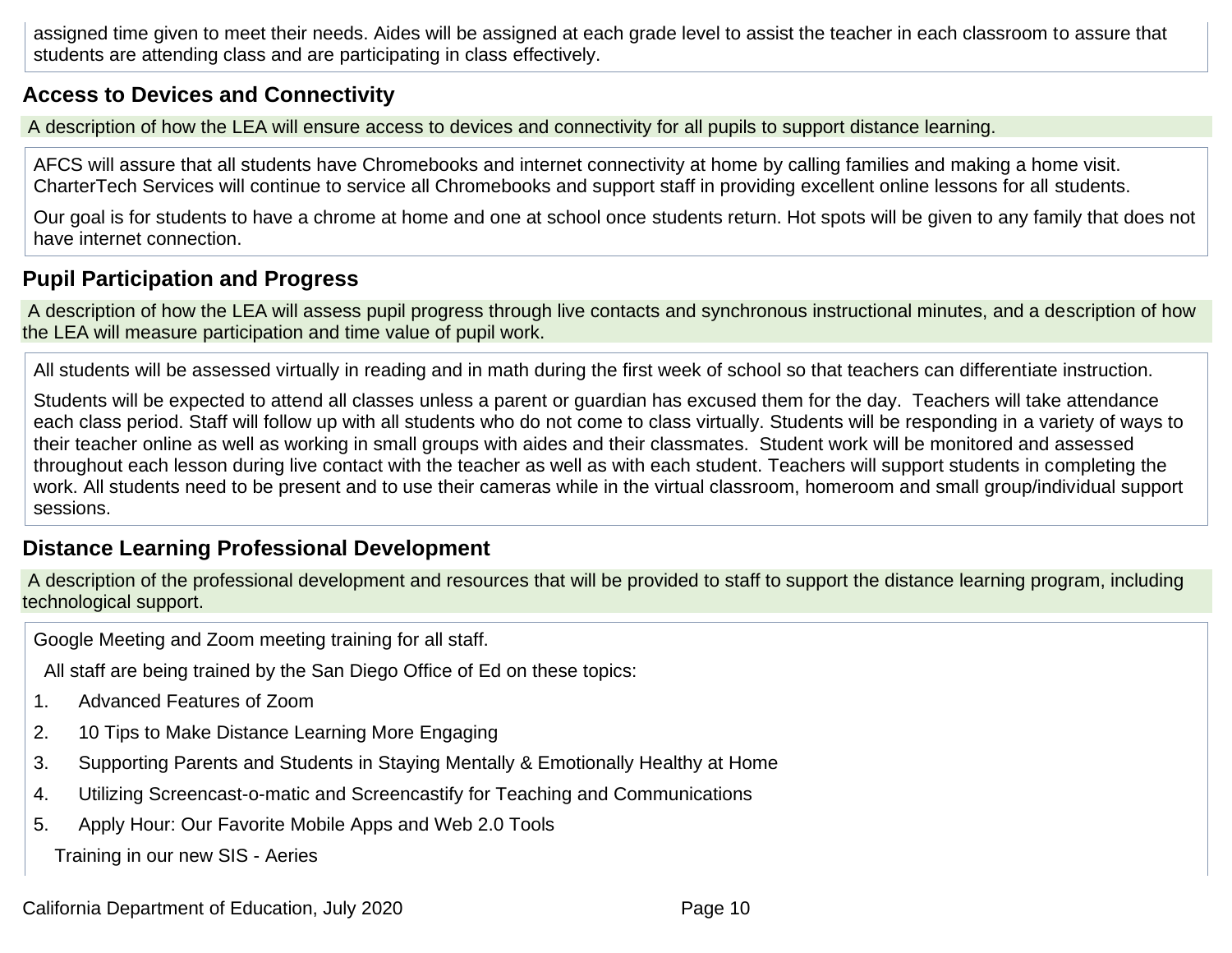assigned time given to meet their needs. Aides will be assigned at each grade level to assist the teacher in each classroom to assure that students are attending class and are participating in class effectively.

## Access to Devices and Connectivity

A description of how the LEA will ensure access to devices and connectivity for all pupils to support distance learning.

AFCS will assure that all students have Chromebooks and internet connectivity at home by calling families and making a home visit. CharterTech Services will continue to service all Chromebooks and support staff in providing excellent online lessons for all students.

Our goal is for students to have a chrome at home and one at school once students return. Hot spots will be given to any family that does not have internet connection.

## Pupil Participation and Progress

A description of how the LEA will assess pupil progress through live contacts and synchronous instructional minutes, and a description of how the LEA will measure participation and time value of pupil work.

All students will be assessed virtually in reading and in math during the first week of school so that teachers can differentiate instruction.

Students will be expected to attend all classes unless a parent or guardian has excused them for the day. Teachers will take attendance each class period. Staff will follow up with all students who do not come to class virtually. Students will be responding in a variety of ways to their teacher online as well as working in small groups with aides and their classmates. Student work will be monitored and assessed throughout each lesson during live contact with the teacher as well as with each student. Teachers will support students in completing the work. All students need to be present and to use their cameras while in the virtual classroom, homeroom and small group/individual support sessions.

## Distance Learning Professional Development

A description of the professional development and resources that will be provided to staff to support the distance learning program, including technological support.

Google Meeting and Zoom meeting training for all staff.

All staff are being trained by the San Diego Office of Ed on these topics:

1. Advanced Features of Zoom
2. 10 Tips to Make Distance Learning More Engaging
3. Supporting Parents and Students in Staying Mentally & Emotionally Healthy at Home
4. Utilizing Screencast-o-matic and Screencastify for Teaching and Communications
5. Apply Hour: Our Favorite Mobile Apps and Web 2.0 Tools

Training in our new SIS - Aeries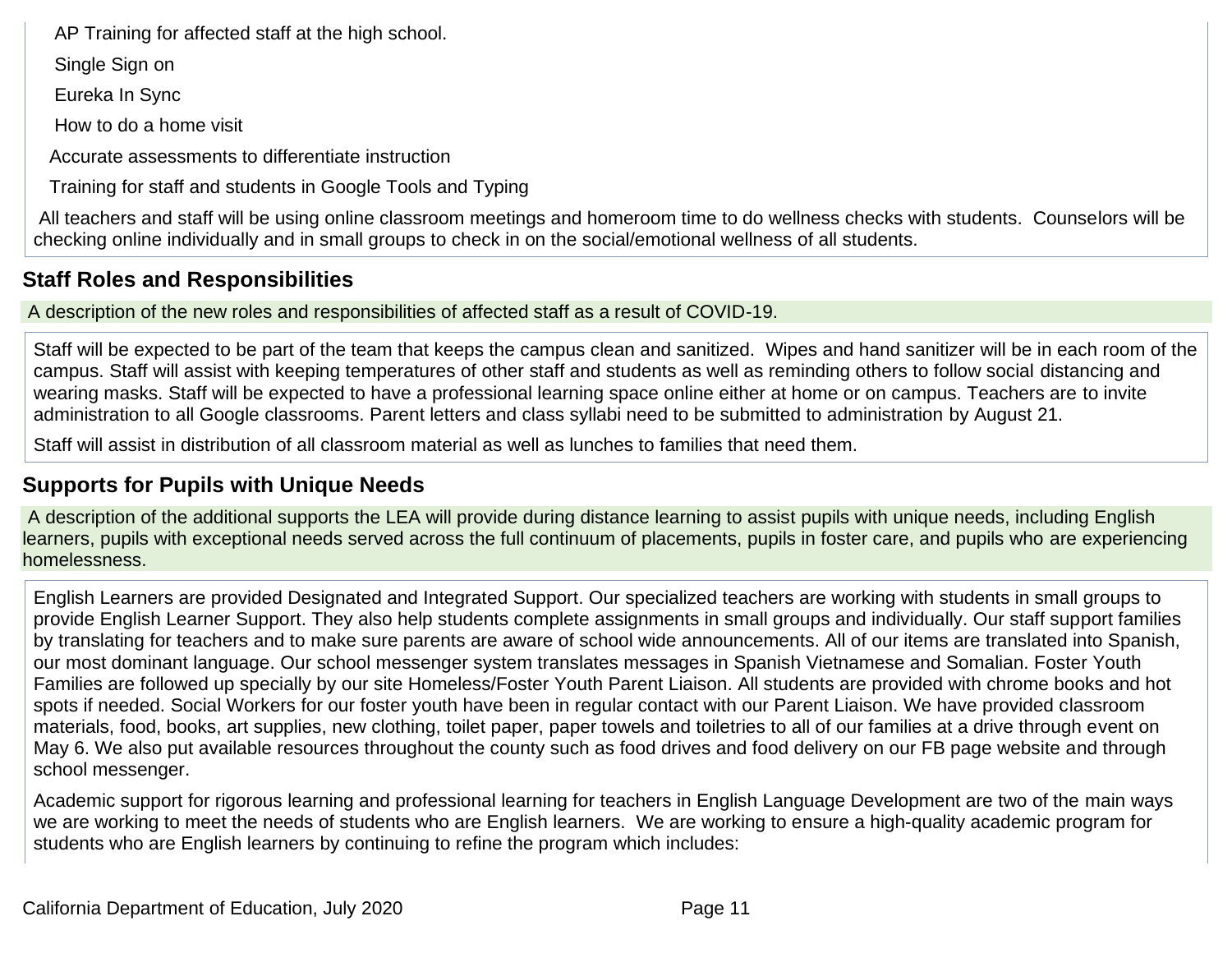AP Training for affected staff at the high school.

Single Sign on

Eureka In Sync

How to do a home visit

Accurate assessments to differentiate instruction

Training for staff and students in Google Tools and Typing

All teachers and staff will be using online classroom meetings and homeroom time to do wellness checks with students. Counselors will be checking online individually and in small groups to check in on the social/emotional wellness of all students.

## Staff Roles and Responsibilities

A description of the new roles and responsibilities of affected staff as a result of COVID-19.

Staff will be expected to be part of the team that keeps the campus clean and sanitized. Wipes and hand sanitizer will be in each room of the campus. Staff will assist with keeping temperatures of other staff and students as well as reminding others to follow social distancing and wearing masks. Staff will be expected to have a professional learning space online either at home or on campus. Teachers are to invite administration to all Google classrooms. Parent letters and class syllabi need to be submitted to administration by August 21.

Staff will assist in distribution of all classroom material as well as lunches to families that need them.

## Supports for Pupils with Unique Needs

A description of the additional supports the LEA will provide during distance learning to assist pupils with unique needs, including English learners, pupils with exceptional needs served across the full continuum of placements, pupils in foster care, and pupils who are experiencing homelessness.

English Learners are provided Designated and Integrated Support. Our specialized teachers are working with students in small groups to provide English Learner Support. They also help students complete assignments in small groups and individually. Our staff support families by translating for teachers and to make sure parents are aware of school wide announcements. All of our items are translated into Spanish, our most dominant language. Our school messenger system translates messages in Spanish Vietnamese and Somalian. Foster Youth Families are followed up specially by our site Homeless/Foster Youth Parent Liaison. All students are provided with chrome books and hot spots if needed. Social Workers for our foster youth have been in regular contact with our Parent Liaison. We have provided classroom materials, food, books, art supplies, new clothing, toilet paper, paper towels and toiletries to all of our families at a drive through event on May 6. We also put available resources throughout the county such as food drives and food delivery on our FB page website and through school messenger.

Academic support for rigorous learning and professional learning for teachers in English Language Development are two of the main ways we are working to meet the needs of students who are English learners. We are working to ensure a high-quality academic program for students who are English learners by continuing to refine the program which includes: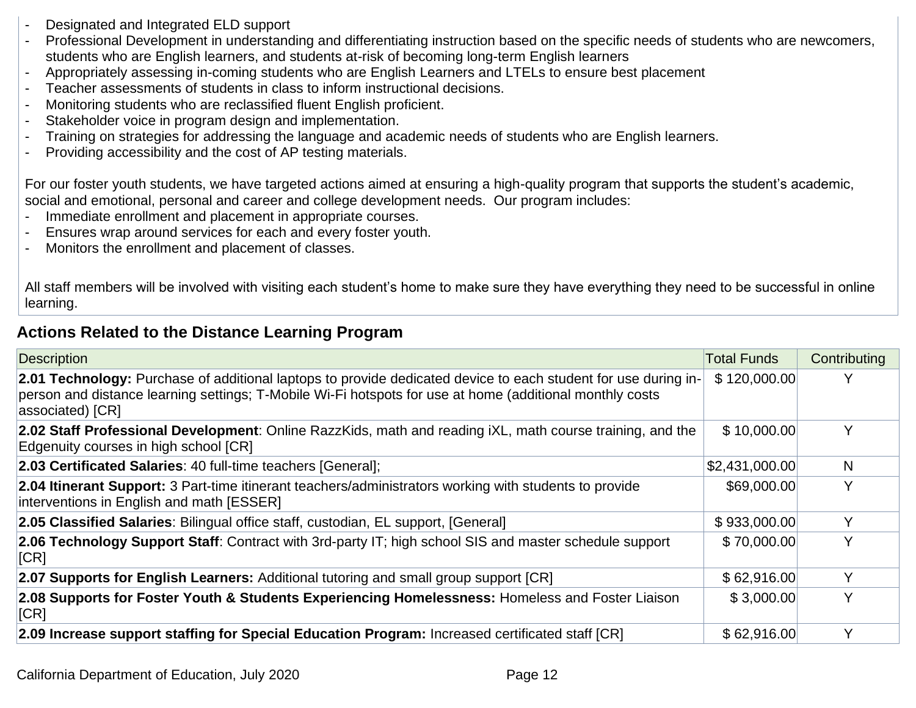- Designated and Integrated ELD support
- Professional Development in understanding and differentiating instruction based on the specific needs of students who are newcomers, students who are English learners, and students at-risk of becoming long-term English learners
- Appropriately assessing in-coming students who are English Learners and LTELs to ensure best placement
- Teacher assessments of students in class to inform instructional decisions.
- Monitoring students who are reclassified fluent English proficient.
- Stakeholder voice in program design and implementation.
- Training on strategies for addressing the language and academic needs of students who are English learners.
- Providing accessibility and the cost of AP testing materials.

For our foster youth students, we have targeted actions aimed at ensuring a high-quality program that supports the student's academic, social and emotional, personal and career and college development needs. Our program includes:

- Immediate enrollment and placement in appropriate courses.
- Ensures wrap around services for each and every foster youth.
- Monitors the enrollment and placement of classes.

All staff members will be involved with visiting each student's home to make sure they have everything they need to be successful in online learning.

### Actions Related to the Distance Learning Program

| Description | Total Funds | Contributing |
|---|---|---|
| **2.01 Technology:** Purchase of additional laptops to provide dedicated device to each student for use during in-person and distance learning settings; T-Mobile Wi-Fi hotspots for use at home (additional monthly costs associated) [CR] | $ 120,000.00 | Y |
| **2.02 Staff Professional Development**: Online RazzKids, math and reading iXL, math course training, and the Edgenuity courses in high school [CR] | $ 10,000.00 | Y |
| **2.03 Certificated Salaries**: 40 full-time teachers [General]; | $2,431,000.00 | N |
| **2.04 Itinerant Support:** 3 Part-time itinerant teachers/administrators working with students to provide interventions in English and math [ESSER] | $69,000.00 | Y |
| **2.05 Classified Salaries**: Bilingual office staff, custodian, EL support, [General] | $ 933,000.00 | Y |
| **2.06 Technology Support Staff**: Contract with 3rd-party IT; high school SIS and master schedule support [CR] | $ 70,000.00 | Y |
| **2.07 Supports for English Learners:** Additional tutoring and small group support [CR] | $ 62,916.00 | Y |
| **2.08 Supports for Foster Youth & Students Experiencing Homelessness:** Homeless and Foster Liaison [CR] | $ 3,000.00 | Y |
| **2.09 Increase support staffing for Special Education Program:** Increased certificated staff [CR] | $ 62,916.00 | Y |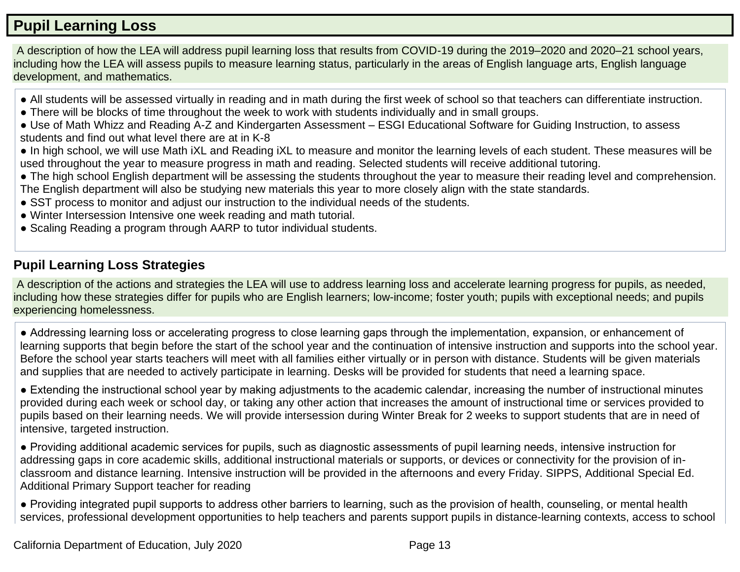## Pupil Learning Loss

A description of how the LEA will address pupil learning loss that results from COVID-19 during the 2019–2020 and 2020–21 school years, including how the LEA will assess pupils to measure learning status, particularly in the areas of English language arts, English language development, and mathematics.

- All students will be assessed virtually in reading and in math during the first week of school so that teachers can differentiate instruction.
- There will be blocks of time throughout the week to work with students individually and in small groups.
- Use of Math Whizz and Reading A-Z and Kindergarten Assessment – ESGI Educational Software for Guiding Instruction, to assess students and find out what level there are at in K-8
- In high school, we will use Math iXL and Reading iXL to measure and monitor the learning levels of each student. These measures will be used throughout the year to measure progress in math and reading. Selected students will receive additional tutoring.
- The high school English department will be assessing the students throughout the year to measure their reading level and comprehension. The English department will also be studying new materials this year to more closely align with the state standards.
- SST process to monitor and adjust our instruction to the individual needs of the students.
- Winter Intersession Intensive one week reading and math tutorial.
- Scaling Reading a program through AARP to tutor individual students.

### Pupil Learning Loss Strategies

A description of the actions and strategies the LEA will use to address learning loss and accelerate learning progress for pupils, as needed, including how these strategies differ for pupils who are English learners; low-income; foster youth; pupils with exceptional needs; and pupils experiencing homelessness.

- Addressing learning loss or accelerating progress to close learning gaps through the implementation, expansion, or enhancement of learning supports that begin before the start of the school year and the continuation of intensive instruction and supports into the school year. Before the school year starts teachers will meet with all families either virtually or in person with distance. Students will be given materials and supplies that are needed to actively participate in learning. Desks will be provided for students that need a learning space.

- Extending the instructional school year by making adjustments to the academic calendar, increasing the number of instructional minutes provided during each week or school day, or taking any other action that increases the amount of instructional time or services provided to pupils based on their learning needs. We will provide intersession during Winter Break for 2 weeks to support students that are in need of intensive, targeted instruction.

- Providing additional academic services for pupils, such as diagnostic assessments of pupil learning needs, intensive instruction for addressing gaps in core academic skills, additional instructional materials or supports, or devices or connectivity for the provision of in-classroom and distance learning. Intensive instruction will be provided in the afternoons and every Friday. SIPPS, Additional Special Ed. Additional Primary Support teacher for reading

- Providing integrated pupil supports to address other barriers to learning, such as the provision of health, counseling, or mental health services, professional development opportunities to help teachers and parents support pupils in distance-learning contexts, access to school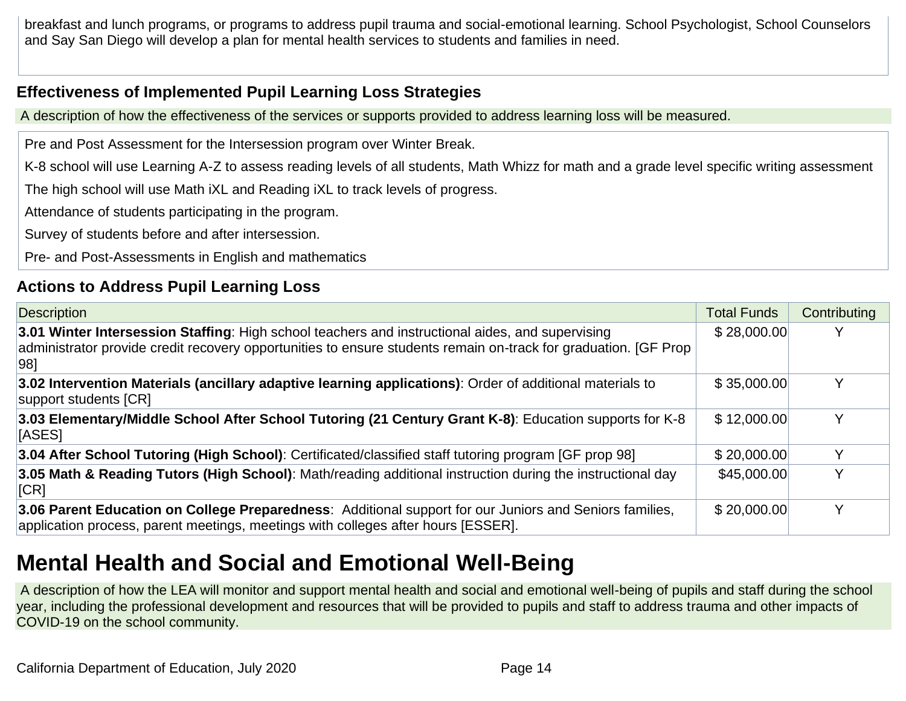breakfast and lunch programs, or programs to address pupil trauma and social-emotional learning. School Psychologist, School Counselors and Say San Diego will develop a plan for mental health services to students and families in need.

### Effectiveness of Implemented Pupil Learning Loss Strategies

A description of how the effectiveness of the services or supports provided to address learning loss will be measured.

Pre and Post Assessment for the Intersession program over Winter Break.

K-8 school will use Learning A-Z to assess reading levels of all students, Math Whizz for math and a grade level specific writing assessment

The high school will use Math iXL and Reading iXL to track levels of progress.

Attendance of students participating in the program.

Survey of students before and after intersession.

Pre- and Post-Assessments in English and mathematics

### Actions to Address Pupil Learning Loss

| Description | Total Funds | Contributing |
|---|---|---|
| **3.01 Winter Intersession Staffing**: High school teachers and instructional aides, and supervising administrator provide credit recovery opportunities to ensure students remain on-track for graduation. [GF Prop 98] | $ 28,000.00 | Y |
| **3.02 Intervention Materials (ancillary adaptive learning applications)**: Order of additional materials to support students [CR] | $ 35,000.00 | Y |
| **3.03 Elementary/Middle School After School Tutoring (21 Century Grant K-8)**: Education supports for K-8 [ASES] | $ 12,000.00 | Y |
| **3.04 After School Tutoring (High School)**: Certificated/classified staff tutoring program [GF prop 98] | $ 20,000.00 | Y |
| **3.05 Math & Reading Tutors (High School)**: Math/reading additional instruction during the instructional day [CR] | $45,000.00 | Y |
| **3.06 Parent Education on College Preparedness**: Additional support for our Juniors and Seniors families, application process, parent meetings, meetings with colleges after hours [ESSER]. | $ 20,000.00 | Y |

## Mental Health and Social and Emotional Well-Being

A description of how the LEA will monitor and support mental health and social and emotional well-being of pupils and staff during the school year, including the professional development and resources that will be provided to pupils and staff to address trauma and other impacts of COVID-19 on the school community.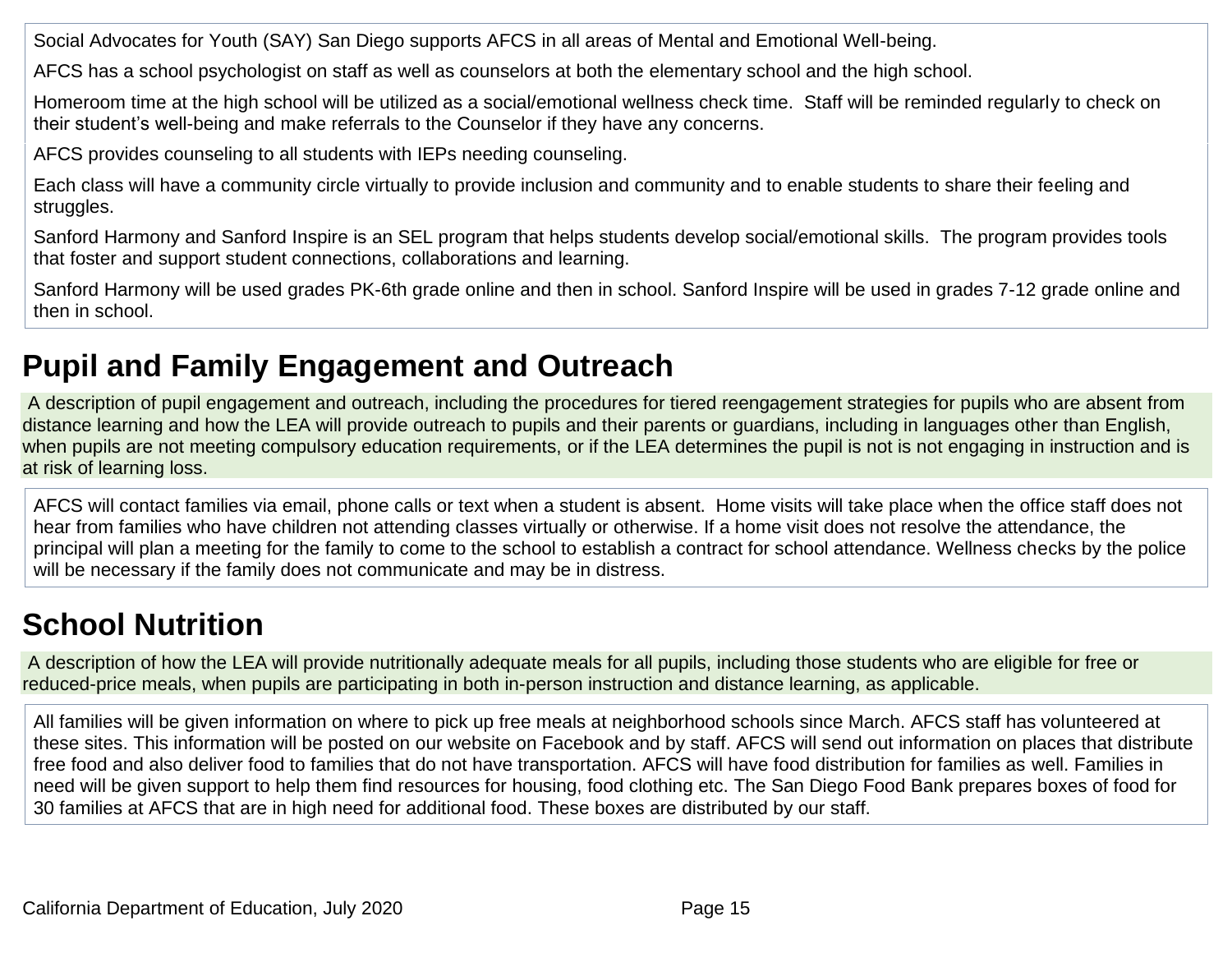Social Advocates for Youth (SAY) San Diego supports AFCS in all areas of Mental and Emotional Well-being.

AFCS has a school psychologist on staff as well as counselors at both the elementary school and the high school.

Homeroom time at the high school will be utilized as a social/emotional wellness check time. Staff will be reminded regularly to check on their student's well-being and make referrals to the Counselor if they have any concerns.

AFCS provides counseling to all students with IEPs needing counseling.

Each class will have a community circle virtually to provide inclusion and community and to enable students to share their feeling and struggles.

Sanford Harmony and Sanford Inspire is an SEL program that helps students develop social/emotional skills. The program provides tools that foster and support student connections, collaborations and learning.

Sanford Harmony will be used grades PK-6th grade online and then in school. Sanford Inspire will be used in grades 7-12 grade online and then in school.

## Pupil and Family Engagement and Outreach

A description of pupil engagement and outreach, including the procedures for tiered reengagement strategies for pupils who are absent from distance learning and how the LEA will provide outreach to pupils and their parents or guardians, including in languages other than English, when pupils are not meeting compulsory education requirements, or if the LEA determines the pupil is not is not engaging in instruction and is at risk of learning loss.

AFCS will contact families via email, phone calls or text when a student is absent. Home visits will take place when the office staff does not hear from families who have children not attending classes virtually or otherwise. If a home visit does not resolve the attendance, the principal will plan a meeting for the family to come to the school to establish a contract for school attendance. Wellness checks by the police will be necessary if the family does not communicate and may be in distress.

## School Nutrition

A description of how the LEA will provide nutritionally adequate meals for all pupils, including those students who are eligible for free or reduced-price meals, when pupils are participating in both in-person instruction and distance learning, as applicable.

All families will be given information on where to pick up free meals at neighborhood schools since March. AFCS staff has volunteered at these sites. This information will be posted on our website on Facebook and by staff. AFCS will send out information on places that distribute free food and also deliver food to families that do not have transportation. AFCS will have food distribution for families as well. Families in need will be given support to help them find resources for housing, food clothing etc. The San Diego Food Bank prepares boxes of food for 30 families at AFCS that are in high need for additional food. These boxes are distributed by our staff.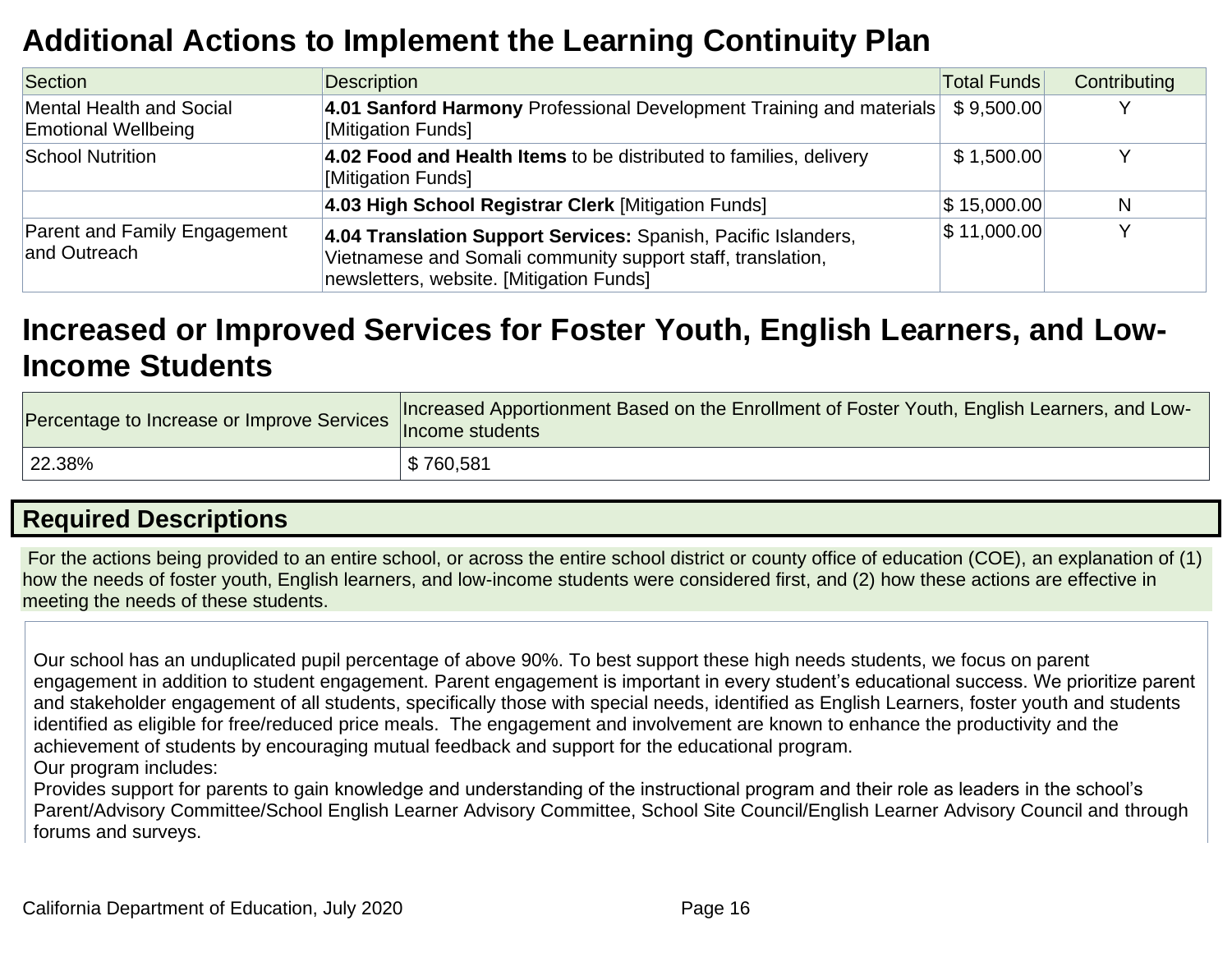# Additional Actions to Implement the Learning Continuity Plan

| Section | Description | Total Funds | Contributing |
|---|---|---|---|
| Mental Health and Social Emotional Wellbeing | **4.01 Sanford Harmony** Professional Development Training and materials [Mitigation Funds] | $ 9,500.00 | Y |
| School Nutrition | **4.02 Food and Health Items** to be distributed to families, delivery [Mitigation Funds] | $ 1,500.00 | Y |
| | **4.03 High School Registrar Clerk** [Mitigation Funds] | $ 15,000.00 | N |
| Parent and Family Engagement and Outreach | **4.04 Translation Support Services:** Spanish, Pacific Islanders, Vietnamese and Somali community support staff, translation, newsletters, website. [Mitigation Funds] | $ 11,000.00 | Y |

# Increased or Improved Services for Foster Youth, English Learners, and Low-Income Students

| Percentage to Increase or Improve Services | Increased Apportionment Based on the Enrollment of Foster Youth, English Learners, and Low-Income students |
|---|---|
| 22.38% | $ 760,581 |

## Required Descriptions

For the actions being provided to an entire school, or across the entire school district or county office of education (COE), an explanation of (1) how the needs of foster youth, English learners, and low-income students were considered first, and (2) how these actions are effective in meeting the needs of these students.

Our school has an unduplicated pupil percentage of above 90%. To best support these high needs students, we focus on parent engagement in addition to student engagement. Parent engagement is important in every student's educational success. We prioritize parent and stakeholder engagement of all students, specifically those with special needs, identified as English Learners, foster youth and students identified as eligible for free/reduced price meals. The engagement and involvement are known to enhance the productivity and the achievement of students by encouraging mutual feedback and support for the educational program.
Our program includes:
Provides support for parents to gain knowledge and understanding of the instructional program and their role as leaders in the school's Parent/Advisory Committee/School English Learner Advisory Committee, School Site Council/English Learner Advisory Council and through forums and surveys.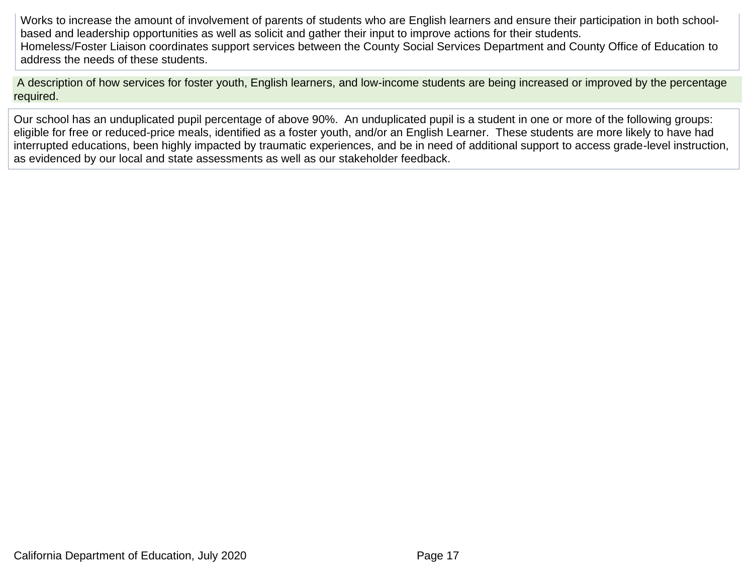Works to increase the amount of involvement of parents of students who are English learners and ensure their participation in both school-based and leadership opportunities as well as solicit and gather their input to improve actions for their students.
Homeless/Foster Liaison coordinates support services between the County Social Services Department and County Office of Education to address the needs of these students.

A description of how services for foster youth, English learners, and low-income students are being increased or improved by the percentage required.

Our school has an unduplicated pupil percentage of above 90%. An unduplicated pupil is a student in one or more of the following groups: eligible for free or reduced-price meals, identified as a foster youth, and/or an English Learner. These students are more likely to have had interrupted educations, been highly impacted by traumatic experiences, and be in need of additional support to access grade-level instruction, as evidenced by our local and state assessments as well as our stakeholder feedback.